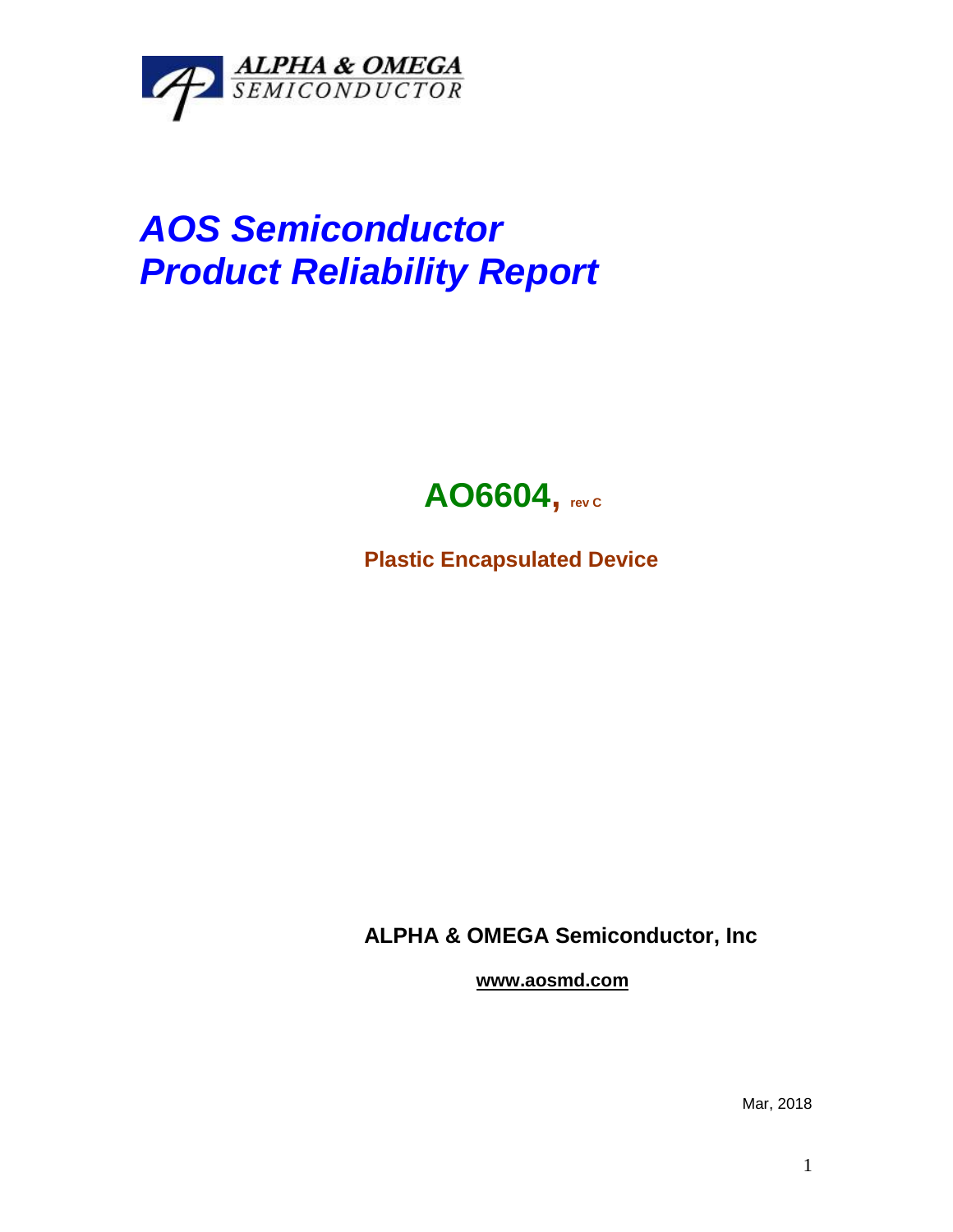ALPHA & OMEGA
SEMICONDUCTOR

# *AOS Semiconductor*
# *Product Reliability Report*

## **AO6604,** rev C

**Plastic Encapsulated Device**

**ALPHA & OMEGA Semiconductor, Inc**

**www.aosmd.com**

Mar, 2018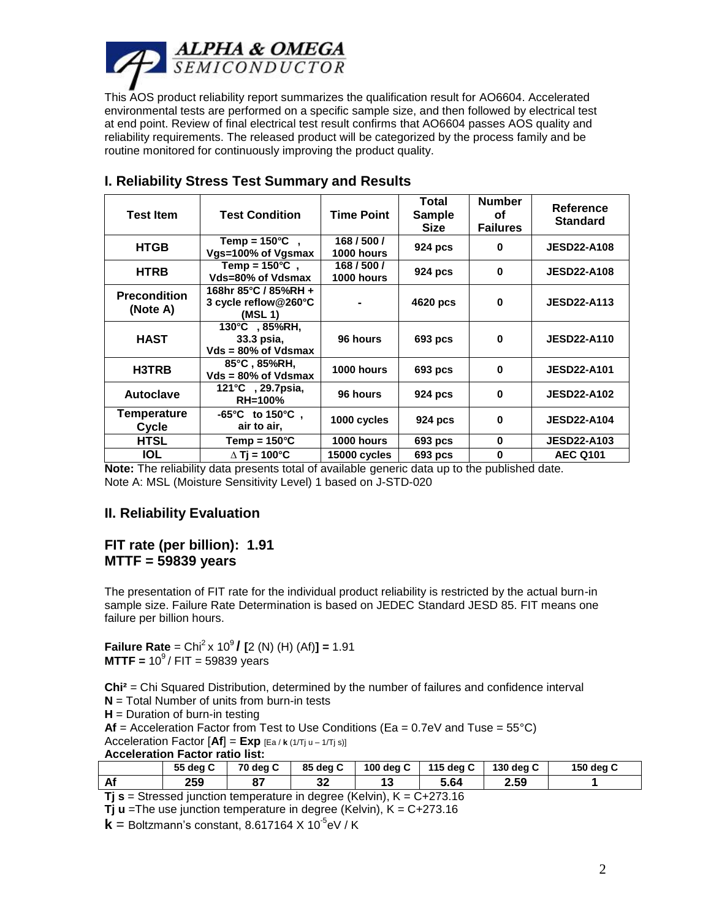ALPHA & OMEGA SEMICONDUCTOR

This AOS product reliability report summarizes the qualification result for AO6604. Accelerated environmental tests are performed on a specific sample size, and then followed by electrical test at end point. Review of final electrical test result confirms that AO6604 passes AOS quality and reliability requirements. The released product will be categorized by the process family and be routine monitored for continuously improving the product quality.

## I. Reliability Stress Test Summary and Results

| Test Item | Test Condition | Time Point | Total Sample Size | Number of Failures | Reference Standard |
|---|---|---|---|---|---|
| HTGB | Temp = 150°C , Vgs=100% of Vgsmax | 168 / 500 / 1000 hours | 924 pcs | 0 | JESD22-A108 |
| HTRB | Temp = 150°C , Vds=80% of Vdsmax | 168 / 500 / 1000 hours | 924 pcs | 0 | JESD22-A108 |
| Precondition (Note A) | 168hr 85°C / 85%RH + 3 cycle reflow@260°C (MSL 1) | - | 4620 pcs | 0 | JESD22-A113 |
| HAST | 130°C , 85%RH, 33.3 psia, Vds = 80% of Vdsmax | 96 hours | 693 pcs | 0 | JESD22-A110 |
| H3TRB | 85°C , 85%RH, Vds = 80% of Vdsmax | 1000 hours | 693 pcs | 0 | JESD22-A101 |
| Autoclave | 121°C , 29.7psia, RH=100% | 96 hours | 924 pcs | 0 | JESD22-A102 |
| Temperature Cycle | -65°C to 150°C , air to air, | 1000 cycles | 924 pcs | 0 | JESD22-A104 |
| HTSL | Temp = 150°C | 1000 hours | 693 pcs | 0 | JESD22-A103 |
| IOL | $\Delta$ Tj = 100°C | 15000 cycles | 693 pcs | 0 | AEC Q101 |

**Note:** The reliability data presents total of available generic data up to the published date.
Note A: MSL (Moisture Sensitivity Level) 1 based on J-STD-020

## II. Reliability Evaluation

### FIT rate (per billion): 1.91
### MTTF = 59839 years

The presentation of FIT rate for the individual product reliability is restricted by the actual burn-in sample size. Failure Rate Determination is based on JEDEC Standard JESD 85. FIT means one failure per billion hours.

**Failure Rate** = $Chi^2 \times 10^9$ **/ [**2 (N) (H) (Af)**] =** 1.91
**MTTF =** $10^9$ / FIT = 59839 years

**Chi²** = Chi Squared Distribution, determined by the number of failures and confidence interval
**N** = Total Number of units from burn-in tests
**H** = Duration of burn-in testing
**Af** = Acceleration Factor from Test to Use Conditions (Ea = 0.7eV and Tuse = 55°C)
Acceleration Factor [**Af**] = **Exp** [Ea / **k** (1/Tj u – 1/Tj s)]
**Acceleration Factor ratio list:**

| | 55 deg C | 70 deg C | 85 deg C | 100 deg C | 115 deg C | 130 deg C | 150 deg C |
|---|---|---|---|---|---|---|---|
| Af | 259 | 87 | 32 | 13 | 5.64 | 2.59 | 1 |

**Tj s** = Stressed junction temperature in degree (Kelvin), K = C+273.16
**Tj u** =The use junction temperature in degree (Kelvin), K = C+273.16
**k** = Boltzmann's constant, $8.617164 \times 10^{-5}$ eV / K